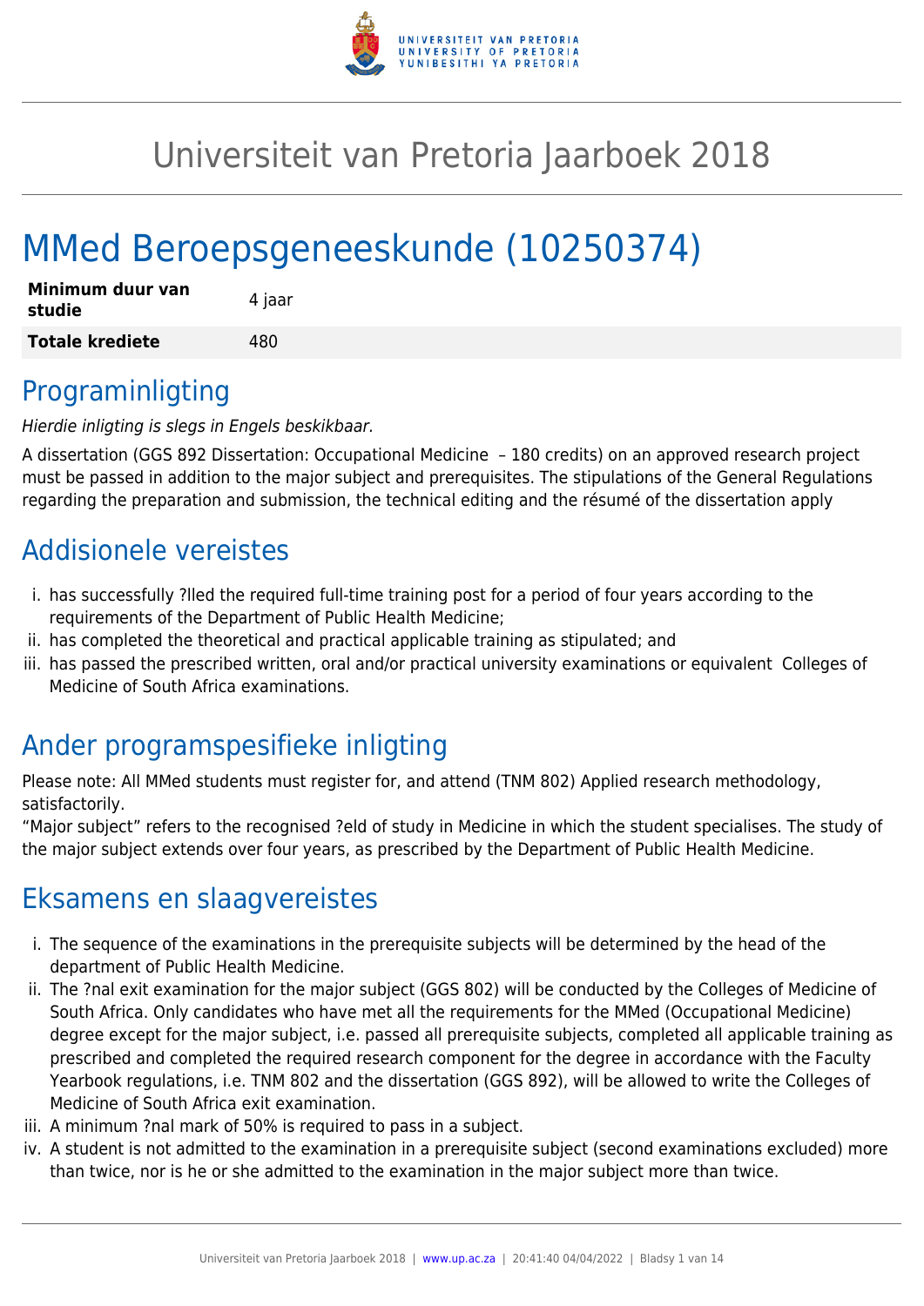# Universiteit van Pretoria Jaarboek 2018

# MMed Beroepsgeneeskunde (10250374)

| **Minimum duur van studie** | 4 jaar |
|---|---|
| **Totale krediete** | 480 |

## Programinligting

*Hierdie inligting is slegs in Engels beskikbaar.*

A dissertation (GGS 892 Dissertation: Occupational Medicine – 180 credits) on an approved research project must be passed in addition to the major subject and prerequisites. The stipulations of the General Regulations regarding the preparation and submission, the technical editing and the résumé of the dissertation apply

## Addisionele vereistes

i. has successfully ?lled the required full-time training post for a period of four years according to the requirements of the Department of Public Health Medicine;
ii. has completed the theoretical and practical applicable training as stipulated; and
iii. has passed the prescribed written, oral and/or practical university examinations or equivalent Colleges of Medicine of South Africa examinations.

## Ander programspesifieke inligting

Please note: All MMed students must register for, and attend (TNM 802) Applied research methodology, satisfactorily.
"Major subject" refers to the recognised ?eld of study in Medicine in which the student specialises. The study of the major subject extends over four years, as prescribed by the Department of Public Health Medicine.

## Eksamens en slaagvereistes

i. The sequence of the examinations in the prerequisite subjects will be determined by the head of the department of Public Health Medicine.
ii. The ?nal exit examination for the major subject (GGS 802) will be conducted by the Colleges of Medicine of South Africa. Only candidates who have met all the requirements for the MMed (Occupational Medicine) degree except for the major subject, i.e. passed all prerequisite subjects, completed all applicable training as prescribed and completed the required research component for the degree in accordance with the Faculty Yearbook regulations, i.e. TNM 802 and the dissertation (GGS 892), will be allowed to write the Colleges of Medicine of South Africa exit examination.
iii. A minimum ?nal mark of 50% is required to pass in a subject.
iv. A student is not admitted to the examination in a prerequisite subject (second examinations excluded) more than twice, nor is he or she admitted to the examination in the major subject more than twice.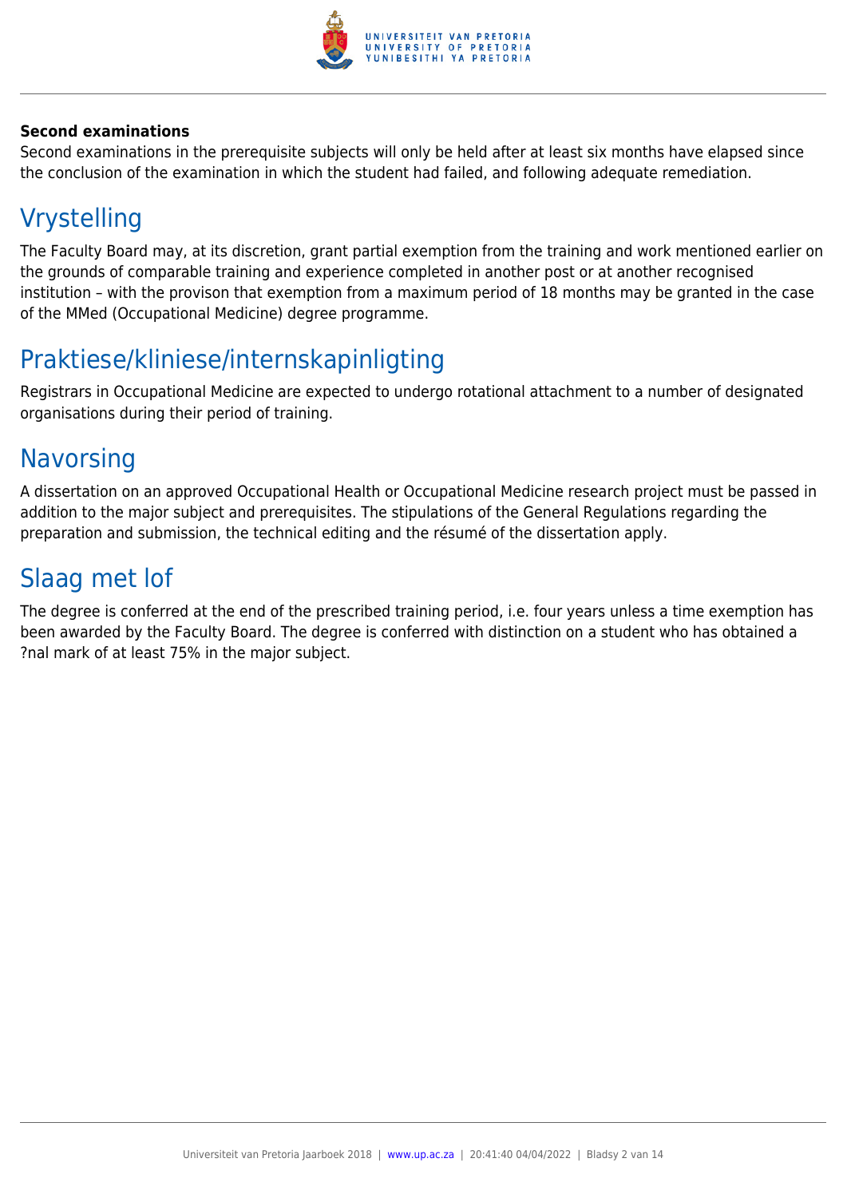**Second examinations**

Second examinations in the prerequisite subjects will only be held after at least six months have elapsed since the conclusion of the examination in which the student had failed, and following adequate remediation.

## Vrystelling

The Faculty Board may, at its discretion, grant partial exemption from the training and work mentioned earlier on the grounds of comparable training and experience completed in another post or at another recognised institution – with the provison that exemption from a maximum period of 18 months may be granted in the case of the MMed (Occupational Medicine) degree programme.

## Praktiese/kliniese/internskapinligting

Registrars in Occupational Medicine are expected to undergo rotational attachment to a number of designated organisations during their period of training.

## Navorsing

A dissertation on an approved Occupational Health or Occupational Medicine research project must be passed in addition to the major subject and prerequisites. The stipulations of the General Regulations regarding the preparation and submission, the technical editing and the résumé of the dissertation apply.

## Slaag met lof

The degree is conferred at the end of the prescribed training period, i.e. four years unless a time exemption has been awarded by the Faculty Board. The degree is conferred with distinction on a student who has obtained a ?nal mark of at least 75% in the major subject.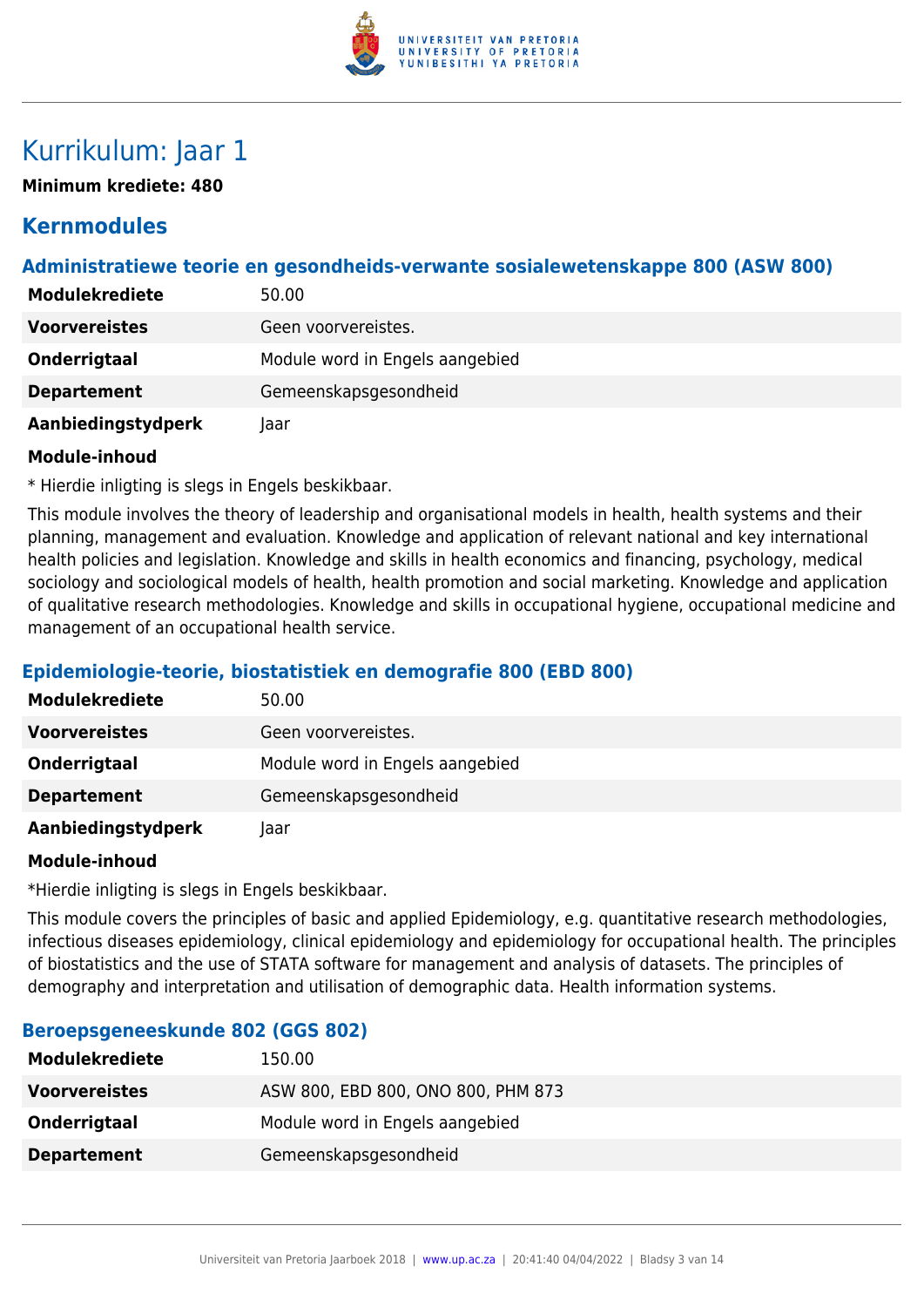# Kurrikulum: Jaar 1

**Minimum krediete: 480**

## Kernmodules

### Administratiewe teorie en gesondheids-verwante sosialewetenskappe 800 (ASW 800)

| | |
|---|---|
| **Modulekrediete** | 50.00 |
| **Voorvereistes** | Geen voorvereistes. |
| **Onderrigtaal** | Module word in Engels aangebied |
| **Departement** | Gemeenskapsgesondheid |
| **Aanbiedingstydperk** | Jaar |

**Module-inhoud**

* Hierdie inligting is slegs in Engels beskikbaar.

This module involves the theory of leadership and organisational models in health, health systems and their planning, management and evaluation. Knowledge and application of relevant national and key international health policies and legislation. Knowledge and skills in health economics and financing, psychology, medical sociology and sociological models of health, health promotion and social marketing. Knowledge and application of qualitative research methodologies. Knowledge and skills in occupational hygiene, occupational medicine and management of an occupational health service.

### Epidemiologie-teorie, biostatistiek en demografie 800 (EBD 800)

| | |
|---|---|
| **Modulekrediete** | 50.00 |
| **Voorvereistes** | Geen voorvereistes. |
| **Onderrigtaal** | Module word in Engels aangebied |
| **Departement** | Gemeenskapsgesondheid |
| **Aanbiedingstydperk** | Jaar |

**Module-inhoud**

*Hierdie inligting is slegs in Engels beskikbaar.

This module covers the principles of basic and applied Epidemiology, e.g. quantitative research methodologies, infectious diseases epidemiology, clinical epidemiology and epidemiology for occupational health. The principles of biostatistics and the use of STATA software for management and analysis of datasets. The principles of demography and interpretation and utilisation of demographic data. Health information systems.

### Beroepsgeneeskunde 802 (GGS 802)

| | |
|---|---|
| **Modulekrediete** | 150.00 |
| **Voorvereistes** | ASW 800, EBD 800, ONO 800, PHM 873 |
| **Onderrigtaal** | Module word in Engels aangebied |
| **Departement** | Gemeenskapsgesondheid |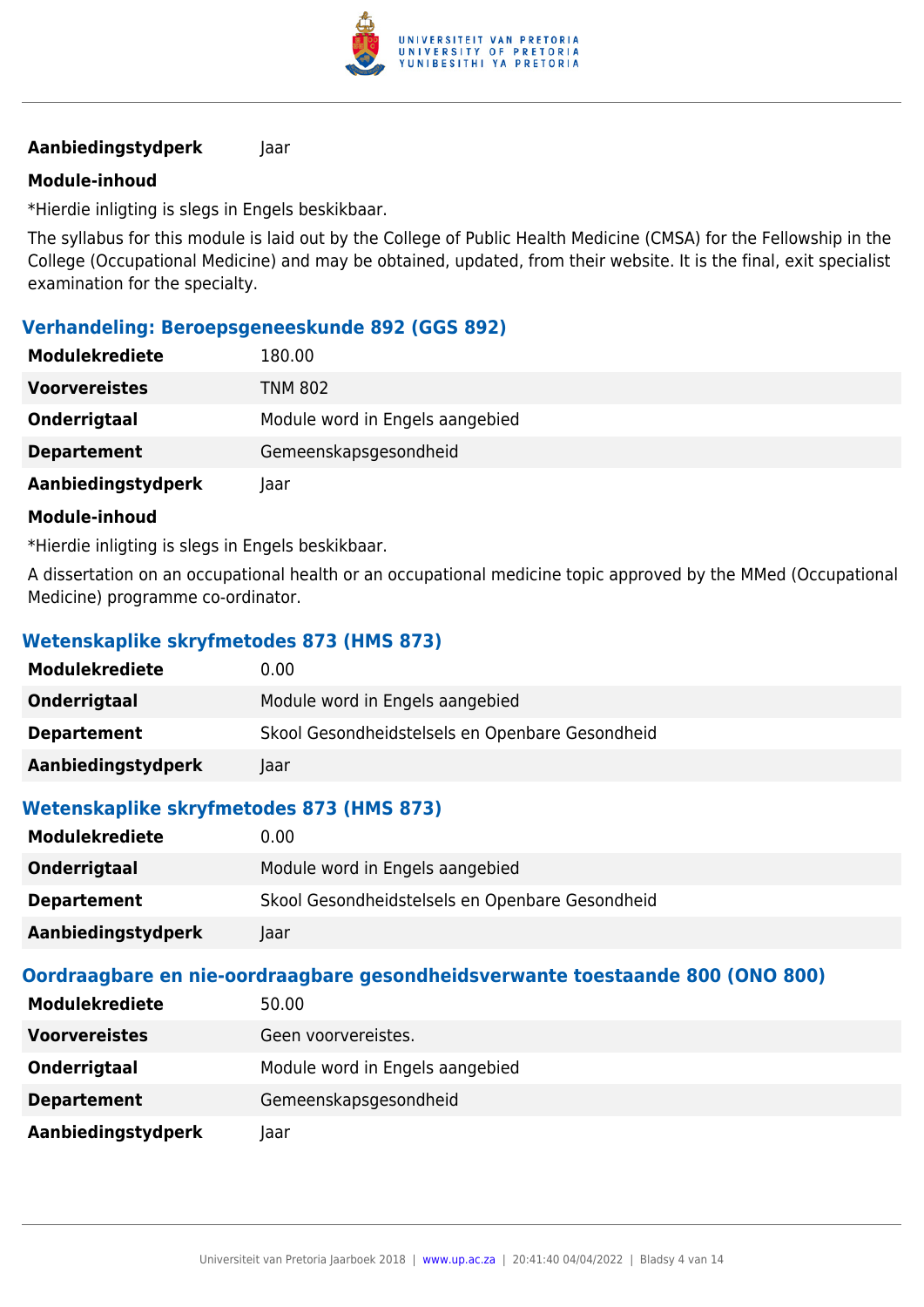| | |
|---|---|
| **Aanbiedingstydperk** | Jaar |

**Module-inhoud**

*Hierdie inligting is slegs in Engels beskikbaar.

The syllabus for this module is laid out by the College of Public Health Medicine (CMSA) for the Fellowship in the College (Occupational Medicine) and may be obtained, updated, from their website. It is the final, exit specialist examination for the specialty.

### Verhandeling: Beroepsgeneeskunde 892 (GGS 892)

| | |
|---|---|
| **Modulekrediete** | 180.00 |
| **Voorvereistes** | TNM 802 |
| **Onderrigtaal** | Module word in Engels aangebied |
| **Departement** | Gemeenskapsgesondheid |
| **Aanbiedingstydperk** | Jaar |

**Module-inhoud**

*Hierdie inligting is slegs in Engels beskikbaar.

A dissertation on an occupational health or an occupational medicine topic approved by the MMed (Occupational Medicine) programme co-ordinator.

### Wetenskaplike skryfmetodes 873 (HMS 873)

| | |
|---|---|
| **Modulekrediete** | 0.00 |
| **Onderrigtaal** | Module word in Engels aangebied |
| **Departement** | Skool Gesondheidstelsels en Openbare Gesondheid |
| **Aanbiedingstydperk** | Jaar |

### Wetenskaplike skryfmetodes 873 (HMS 873)

| | |
|---|---|
| **Modulekrediete** | 0.00 |
| **Onderrigtaal** | Module word in Engels aangebied |
| **Departement** | Skool Gesondheidstelsels en Openbare Gesondheid |
| **Aanbiedingstydperk** | Jaar |

### Oordraagbare en nie-oordraagbare gesondheidsverwante toestaande 800 (ONO 800)

| | |
|---|---|
| **Modulekrediete** | 50.00 |
| **Voorvereistes** | Geen voorvereistes. |
| **Onderrigtaal** | Module word in Engels aangebied |
| **Departement** | Gemeenskapsgesondheid |
| **Aanbiedingstydperk** | Jaar |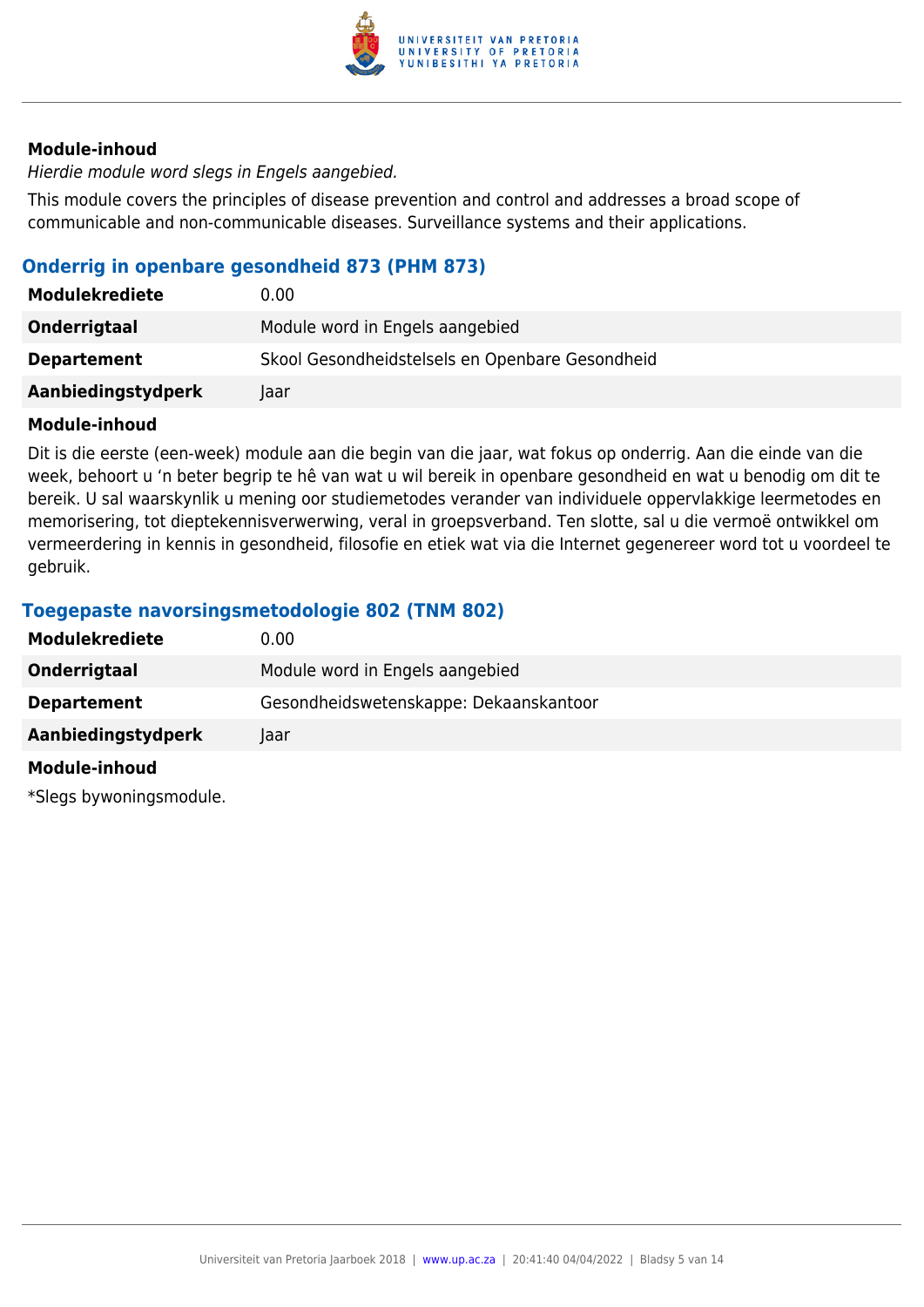**Module-inhoud**

*Hierdie module word slegs in Engels aangebied.*

This module covers the principles of disease prevention and control and addresses a broad scope of communicable and non-communicable diseases. Surveillance systems and their applications.

### Onderrig in openbare gesondheid 873 (PHM 873)

| | |
|---|---|
| **Modulekrediete** | 0.00 |
| **Onderrigtaal** | Module word in Engels aangebied |
| **Departement** | Skool Gesondheidstelsels en Openbare Gesondheid |
| **Aanbiedingstydperk** | Jaar |

**Module-inhoud**

Dit is die eerste (een-week) module aan die begin van die jaar, wat fokus op onderrig. Aan die einde van die week, behoort u 'n beter begrip te hê van wat u wil bereik in openbare gesondheid en wat u benodig om dit te bereik. U sal waarskynlik u mening oor studiemetodes verander van individuele oppervlakkige leermetodes en memorisering, tot dieptekennisverwerwing, veral in groepsverband. Ten slotte, sal u die vermoë ontwikkel om vermeerdering in kennis in gesondheid, filosofie en etiek wat via die Internet gegenereer word tot u voordeel te gebruik.

### Toegepaste navorsingsmetodologie 802 (TNM 802)

| | |
|---|---|
| **Modulekrediete** | 0.00 |
| **Onderrigtaal** | Module word in Engels aangebied |
| **Departement** | Gesondheidswetenskappe: Dekaanskantoor |
| **Aanbiedingstydperk** | Jaar |

**Module-inhoud**

*Slegs bywoningsmodule.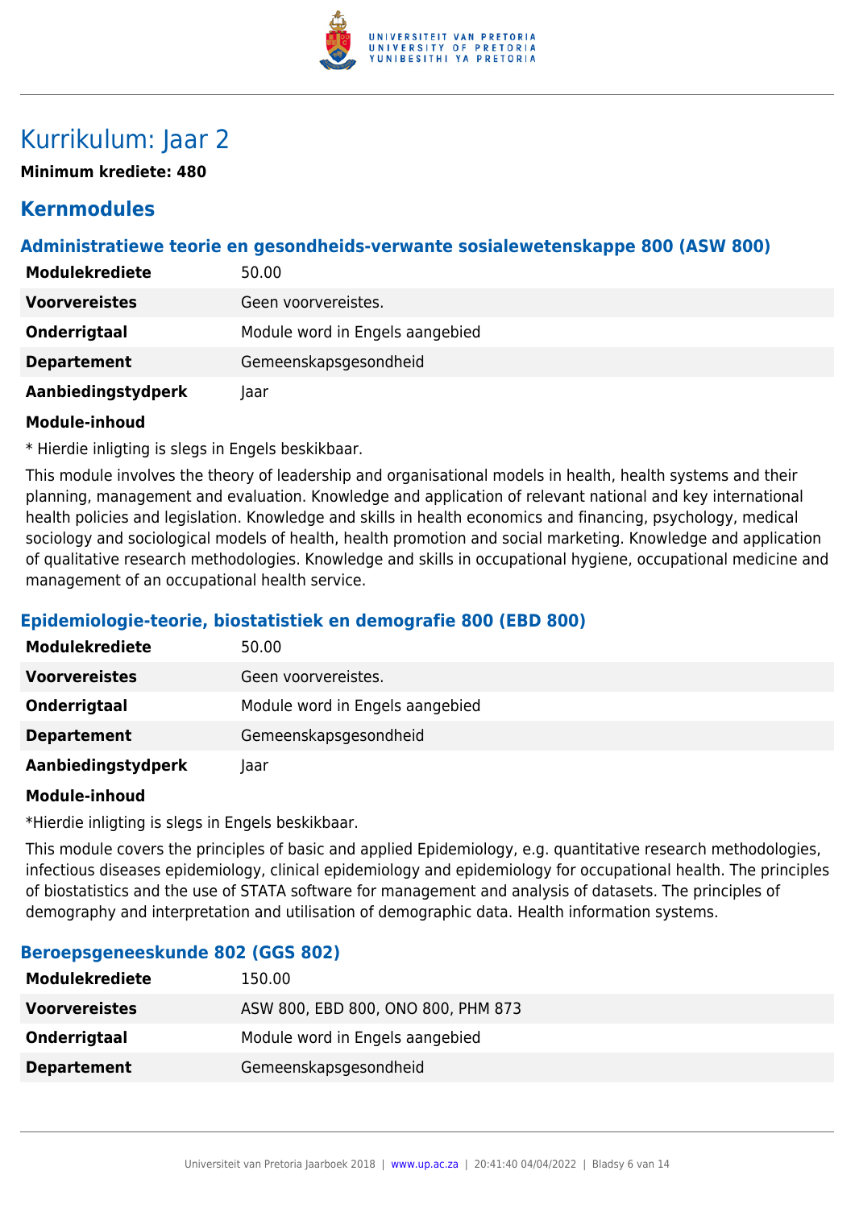# Kurrikulum: Jaar 2

**Minimum krediete: 480**

## Kernmodules

### Administratiewe teorie en gesondheids-verwante sosialewetenskappe 800 (ASW 800)

| | |
|---|---|
| **Modulekrediete** | 50.00 |
| **Voorvereistes** | Geen voorvereistes. |
| **Onderrigtaal** | Module word in Engels aangebied |
| **Departement** | Gemeenskapsgesondheid |
| **Aanbiedingstydperk** | Jaar |

**Module-inhoud**

* Hierdie inligting is slegs in Engels beskikbaar.

This module involves the theory of leadership and organisational models in health, health systems and their planning, management and evaluation. Knowledge and application of relevant national and key international health policies and legislation. Knowledge and skills in health economics and financing, psychology, medical sociology and sociological models of health, health promotion and social marketing. Knowledge and application of qualitative research methodologies. Knowledge and skills in occupational hygiene, occupational medicine and management of an occupational health service.

### Epidemiologie-teorie, biostatistiek en demografie 800 (EBD 800)

| | |
|---|---|
| **Modulekrediete** | 50.00 |
| **Voorvereistes** | Geen voorvereistes. |
| **Onderrigtaal** | Module word in Engels aangebied |
| **Departement** | Gemeenskapsgesondheid |
| **Aanbiedingstydperk** | Jaar |

**Module-inhoud**

*Hierdie inligting is slegs in Engels beskikbaar.

This module covers the principles of basic and applied Epidemiology, e.g. quantitative research methodologies, infectious diseases epidemiology, clinical epidemiology and epidemiology for occupational health. The principles of biostatistics and the use of STATA software for management and analysis of datasets. The principles of demography and interpretation and utilisation of demographic data. Health information systems.

### Beroepsgeneeskunde 802 (GGS 802)

| | |
|---|---|
| **Modulekrediete** | 150.00 |
| **Voorvereistes** | ASW 800, EBD 800, ONO 800, PHM 873 |
| **Onderrigtaal** | Module word in Engels aangebied |
| **Departement** | Gemeenskapsgesondheid |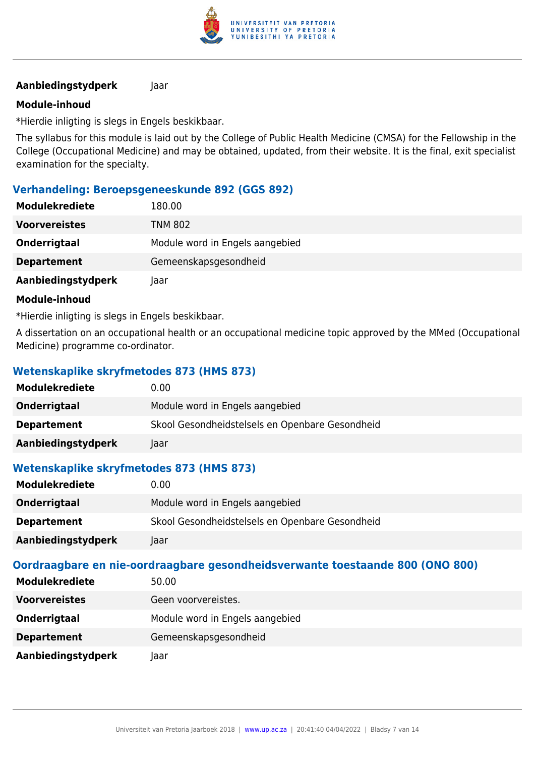| | |
|---|---|
| **Aanbiedingstydperk** | Jaar |

**Module-inhoud**

*Hierdie inligting is slegs in Engels beskikbaar.

The syllabus for this module is laid out by the College of Public Health Medicine (CMSA) for the Fellowship in the College (Occupational Medicine) and may be obtained, updated, from their website. It is the final, exit specialist examination for the specialty.

### Verhandeling: Beroepsgeneeskunde 892 (GGS 892)

| | |
|---|---|
| **Modulekrediete** | 180.00 |
| **Voorvereistes** | TNM 802 |
| **Onderrigtaal** | Module word in Engels aangebied |
| **Departement** | Gemeenskapsgesondheid |
| **Aanbiedingstydperk** | Jaar |

**Module-inhoud**

*Hierdie inligting is slegs in Engels beskikbaar.

A dissertation on an occupational health or an occupational medicine topic approved by the MMed (Occupational Medicine) programme co-ordinator.

### Wetenskaplike skryfmetodes 873 (HMS 873)

| | |
|---|---|
| **Modulekrediete** | 0.00 |
| **Onderrigtaal** | Module word in Engels aangebied |
| **Departement** | Skool Gesondheidstelsels en Openbare Gesondheid |
| **Aanbiedingstydperk** | Jaar |

### Wetenskaplike skryfmetodes 873 (HMS 873)

| | |
|---|---|
| **Modulekrediete** | 0.00 |
| **Onderrigtaal** | Module word in Engels aangebied |
| **Departement** | Skool Gesondheidstelsels en Openbare Gesondheid |
| **Aanbiedingstydperk** | Jaar |

### Oordraagbare en nie-oordraagbare gesondheidsverwante toestaande 800 (ONO 800)

| | |
|---|---|
| **Modulekrediete** | 50.00 |
| **Voorvereistes** | Geen voorvereistes. |
| **Onderrigtaal** | Module word in Engels aangebied |
| **Departement** | Gemeenskapsgesondheid |
| **Aanbiedingstydperk** | Jaar |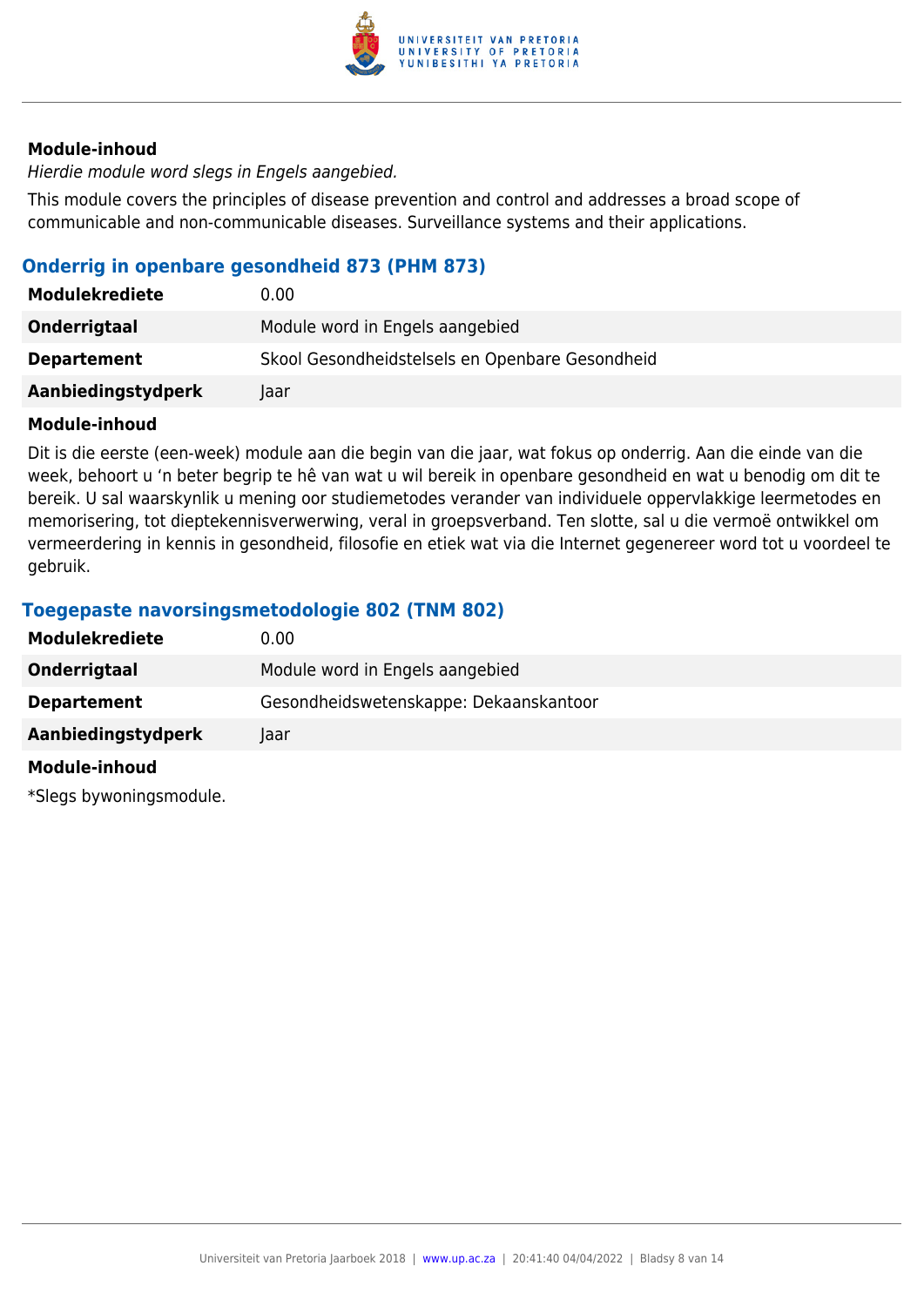**Module-inhoud**

*Hierdie module word slegs in Engels aangebied.*

This module covers the principles of disease prevention and control and addresses a broad scope of communicable and non-communicable diseases. Surveillance systems and their applications.

### Onderrig in openbare gesondheid 873 (PHM 873)

| | |
|---|---|
| **Modulekrediete** | 0.00 |
| **Onderrigtaal** | Module word in Engels aangebied |
| **Departement** | Skool Gesondheidstelsels en Openbare Gesondheid |
| **Aanbiedingstydperk** | Jaar |

**Module-inhoud**

Dit is die eerste (een-week) module aan die begin van die jaar, wat fokus op onderrig. Aan die einde van die week, behoort u 'n beter begrip te hê van wat u wil bereik in openbare gesondheid en wat u benodig om dit te bereik. U sal waarskynlik u mening oor studiemetodes verander van individuele oppervlakkige leermetodes en memorisering, tot dieptekennisverwerwing, veral in groepsverband. Ten slotte, sal u die vermoë ontwikkel om vermeerdering in kennis in gesondheid, filosofie en etiek wat via die Internet gegenereer word tot u voordeel te gebruik.

### Toegepaste navorsingsmetodologie 802 (TNM 802)

| | |
|---|---|
| **Modulekrediete** | 0.00 |
| **Onderrigtaal** | Module word in Engels aangebied |
| **Departement** | Gesondheidswetenskappe: Dekaanskantoor |
| **Aanbiedingstydperk** | Jaar |

**Module-inhoud**

*Slegs bywoningsmodule.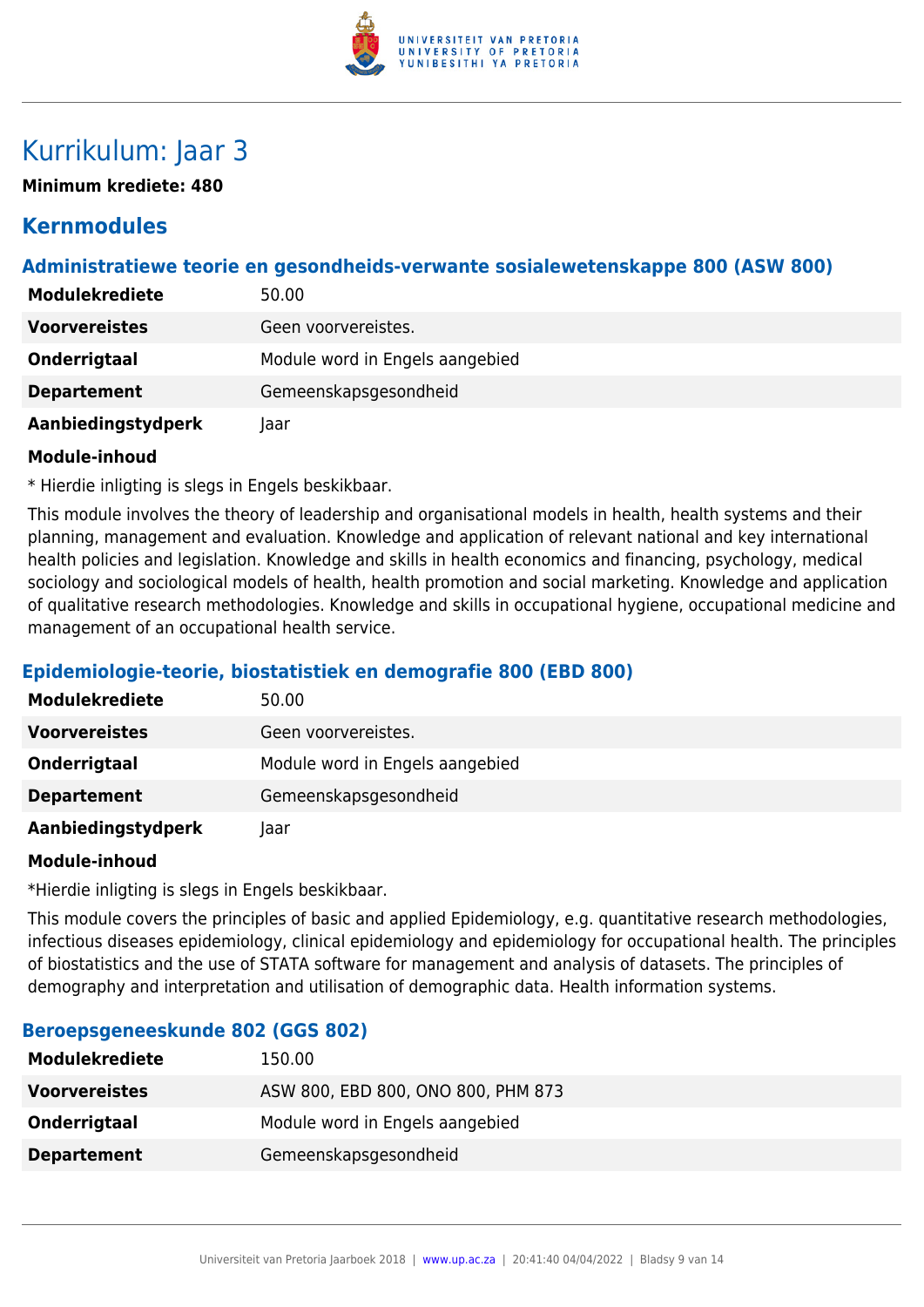# Kurrikulum: Jaar 3

**Minimum krediete: 480**

## Kernmodules

### Administratiewe teorie en gesondheids-verwante sosialewetenskappe 800 (ASW 800)

| | |
|---|---|
| **Modulekrediete** | 50.00 |
| **Voorvereistes** | Geen voorvereistes. |
| **Onderrigtaal** | Module word in Engels aangebied |
| **Departement** | Gemeenskapsgesondheid |
| **Aanbiedingstydperk** | Jaar |

**Module-inhoud**

* Hierdie inligting is slegs in Engels beskikbaar.

This module involves the theory of leadership and organisational models in health, health systems and their planning, management and evaluation. Knowledge and application of relevant national and key international health policies and legislation. Knowledge and skills in health economics and financing, psychology, medical sociology and sociological models of health, health promotion and social marketing. Knowledge and application of qualitative research methodologies. Knowledge and skills in occupational hygiene, occupational medicine and management of an occupational health service.

### Epidemiologie-teorie, biostatistiek en demografie 800 (EBD 800)

| | |
|---|---|
| **Modulekrediete** | 50.00 |
| **Voorvereistes** | Geen voorvereistes. |
| **Onderrigtaal** | Module word in Engels aangebied |
| **Departement** | Gemeenskapsgesondheid |
| **Aanbiedingstydperk** | Jaar |

**Module-inhoud**

*Hierdie inligting is slegs in Engels beskikbaar.

This module covers the principles of basic and applied Epidemiology, e.g. quantitative research methodologies, infectious diseases epidemiology, clinical epidemiology and epidemiology for occupational health. The principles of biostatistics and the use of STATA software for management and analysis of datasets. The principles of demography and interpretation and utilisation of demographic data. Health information systems.

### Beroepsgeneeskunde 802 (GGS 802)

| | |
|---|---|
| **Modulekrediete** | 150.00 |
| **Voorvereistes** | ASW 800, EBD 800, ONO 800, PHM 873 |
| **Onderrigtaal** | Module word in Engels aangebied |
| **Departement** | Gemeenskapsgesondheid |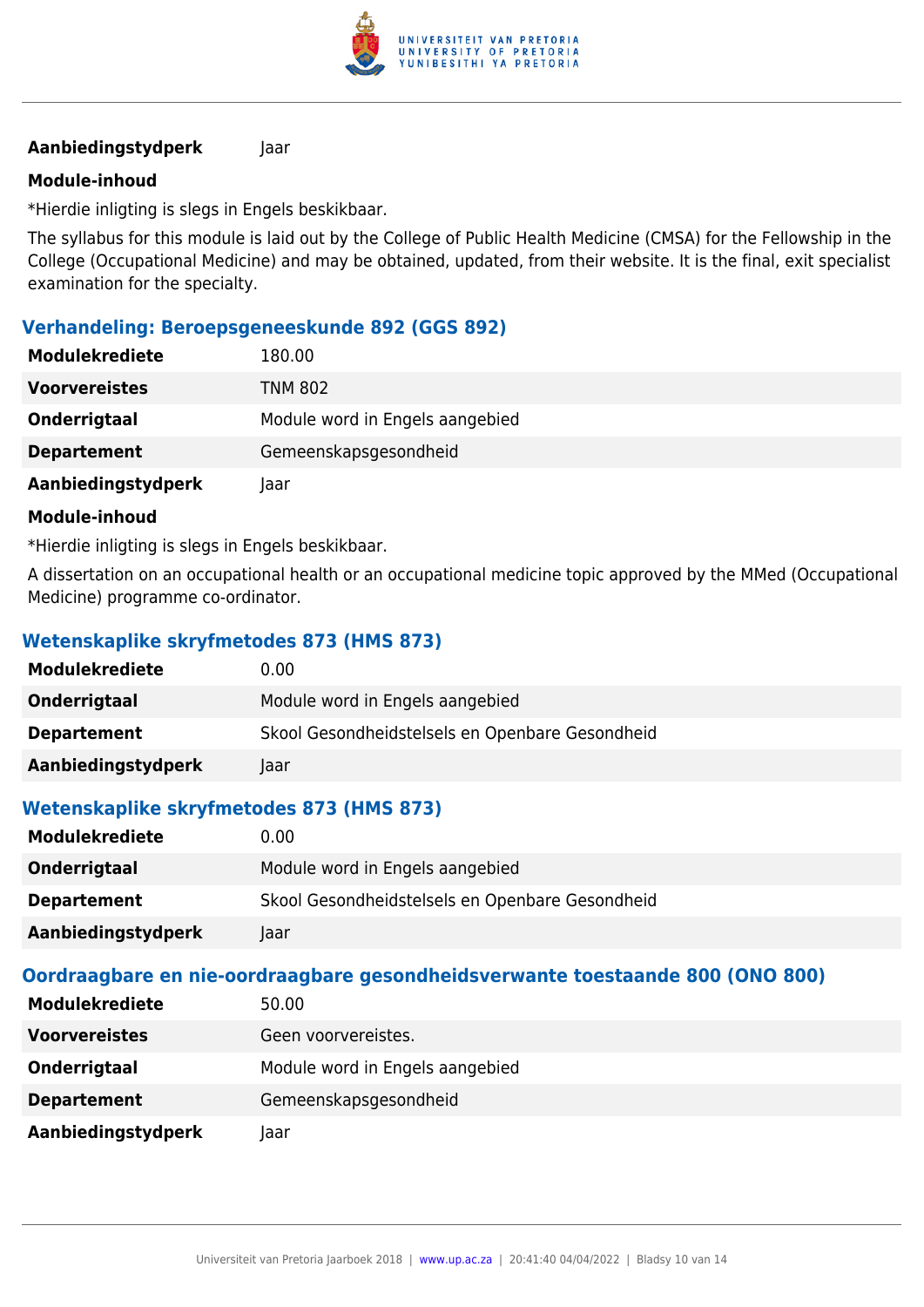| | |
|---|---|
| **Aanbiedingstydperk** | Jaar |

**Module-inhoud**

*Hierdie inligting is slegs in Engels beskikbaar.

The syllabus for this module is laid out by the College of Public Health Medicine (CMSA) for the Fellowship in the College (Occupational Medicine) and may be obtained, updated, from their website. It is the final, exit specialist examination for the specialty.

### Verhandeling: Beroepsgeneeskunde 892 (GGS 892)

| | |
|---|---|
| **Modulekrediete** | 180.00 |
| **Voorvereistes** | TNM 802 |
| **Onderrigtaal** | Module word in Engels aangebied |
| **Departement** | Gemeenskapsgesondheid |
| **Aanbiedingstydperk** | Jaar |

**Module-inhoud**

*Hierdie inligting is slegs in Engels beskikbaar.

A dissertation on an occupational health or an occupational medicine topic approved by the MMed (Occupational Medicine) programme co-ordinator.

### Wetenskaplike skryfmetodes 873 (HMS 873)

| | |
|---|---|
| **Modulekrediete** | 0.00 |
| **Onderrigtaal** | Module word in Engels aangebied |
| **Departement** | Skool Gesondheidstelsels en Openbare Gesondheid |
| **Aanbiedingstydperk** | Jaar |

### Wetenskaplike skryfmetodes 873 (HMS 873)

| | |
|---|---|
| **Modulekrediete** | 0.00 |
| **Onderrigtaal** | Module word in Engels aangebied |
| **Departement** | Skool Gesondheidstelsels en Openbare Gesondheid |
| **Aanbiedingstydperk** | Jaar |

### Oordraagbare en nie-oordraagbare gesondheidsverwante toestaande 800 (ONO 800)

| | |
|---|---|
| **Modulekrediete** | 50.00 |
| **Voorvereistes** | Geen voorvereistes. |
| **Onderrigtaal** | Module word in Engels aangebied |
| **Departement** | Gemeenskapsgesondheid |
| **Aanbiedingstydperk** | Jaar |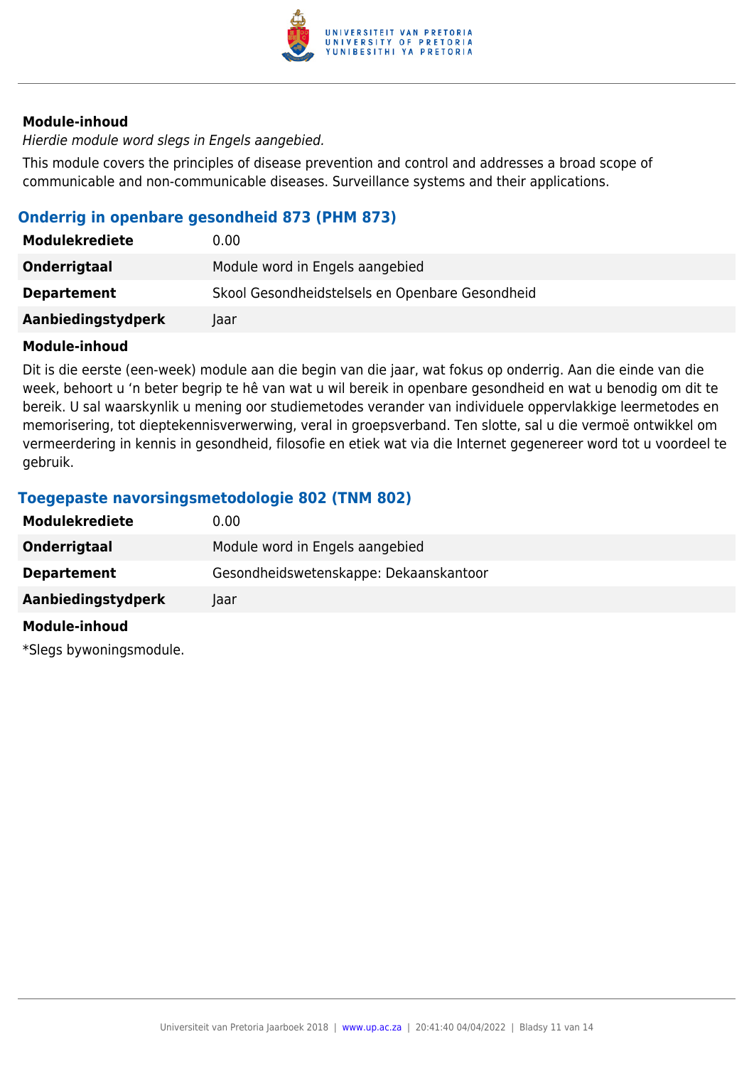**Module-inhoud**

*Hierdie module word slegs in Engels aangebied.*

This module covers the principles of disease prevention and control and addresses a broad scope of communicable and non-communicable diseases. Surveillance systems and their applications.

### Onderrig in openbare gesondheid 873 (PHM 873)

| | |
|---|---|
| **Modulekrediete** | 0.00 |
| **Onderrigtaal** | Module word in Engels aangebied |
| **Departement** | Skool Gesondheidstelsels en Openbare Gesondheid |
| **Aanbiedingstydperk** | Jaar |

**Module-inhoud**

Dit is die eerste (een-week) module aan die begin van die jaar, wat fokus op onderrig. Aan die einde van die week, behoort u 'n beter begrip te hê van wat u wil bereik in openbare gesondheid en wat u benodig om dit te bereik. U sal waarskynlik u mening oor studiemetodes verander van individuele oppervlakkige leermetodes en memorisering, tot dieptekennisverwerwing, veral in groepsverband. Ten slotte, sal u die vermoë ontwikkel om vermeerdering in kennis in gesondheid, filosofie en etiek wat via die Internet gegenereer word tot u voordeel te gebruik.

### Toegepaste navorsingsmetodologie 802 (TNM 802)

| | |
|---|---|
| **Modulekrediete** | 0.00 |
| **Onderrigtaal** | Module word in Engels aangebied |
| **Departement** | Gesondheidswetenskappe: Dekaanskantoor |
| **Aanbiedingstydperk** | Jaar |

**Module-inhoud**

*Slegs bywoningsmodule.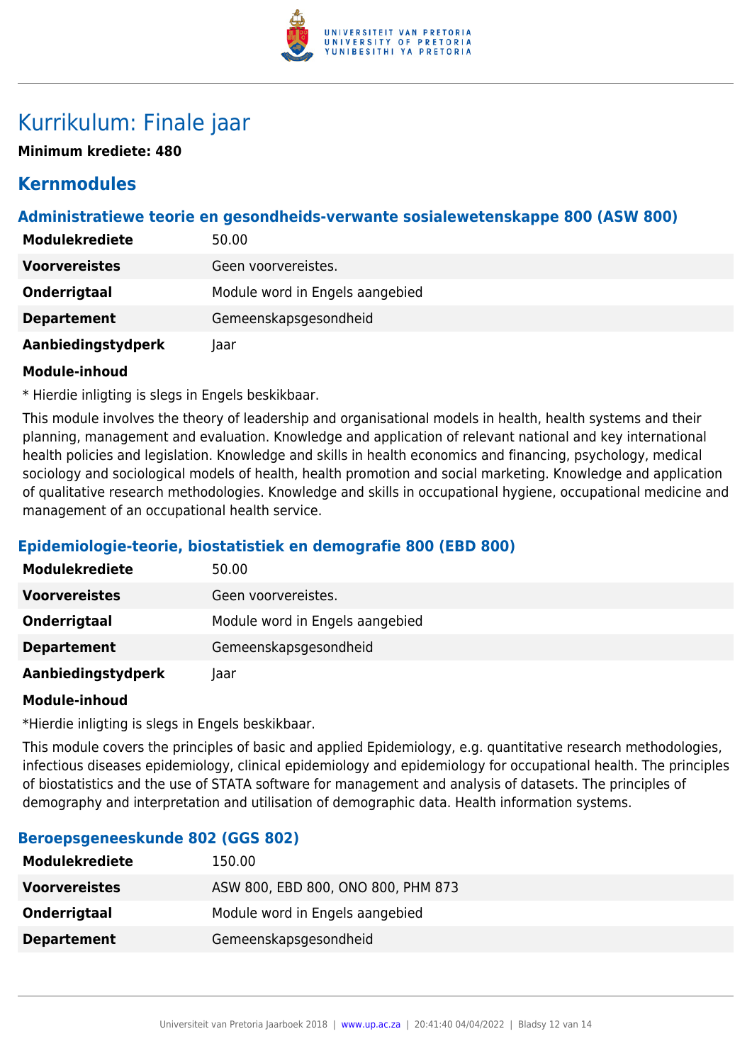# Kurrikulum: Finale jaar

**Minimum krediete: 480**

## Kernmodules

### Administratiewe teorie en gesondheids-verwante sosialewetenskappe 800 (ASW 800)

| | |
|---|---|
| **Modulekrediete** | 50.00 |
| **Voorvereistes** | Geen voorvereistes. |
| **Onderrigtaal** | Module word in Engels aangebied |
| **Departement** | Gemeenskapsgesondheid |
| **Aanbiedingstydperk** | Jaar |

**Module-inhoud**

* Hierdie inligting is slegs in Engels beskikbaar.

This module involves the theory of leadership and organisational models in health, health systems and their planning, management and evaluation. Knowledge and application of relevant national and key international health policies and legislation. Knowledge and skills in health economics and financing, psychology, medical sociology and sociological models of health, health promotion and social marketing. Knowledge and application of qualitative research methodologies. Knowledge and skills in occupational hygiene, occupational medicine and management of an occupational health service.

### Epidemiologie-teorie, biostatistiek en demografie 800 (EBD 800)

| | |
|---|---|
| **Modulekrediete** | 50.00 |
| **Voorvereistes** | Geen voorvereistes. |
| **Onderrigtaal** | Module word in Engels aangebied |
| **Departement** | Gemeenskapsgesondheid |
| **Aanbiedingstydperk** | Jaar |

**Module-inhoud**

*Hierdie inligting is slegs in Engels beskikbaar.

This module covers the principles of basic and applied Epidemiology, e.g. quantitative research methodologies, infectious diseases epidemiology, clinical epidemiology and epidemiology for occupational health. The principles of biostatistics and the use of STATA software for management and analysis of datasets. The principles of demography and interpretation and utilisation of demographic data. Health information systems.

### Beroepsgeneeskunde 802 (GGS 802)

| | |
|---|---|
| **Modulekrediete** | 150.00 |
| **Voorvereistes** | ASW 800, EBD 800, ONO 800, PHM 873 |
| **Onderrigtaal** | Module word in Engels aangebied |
| **Departement** | Gemeenskapsgesondheid |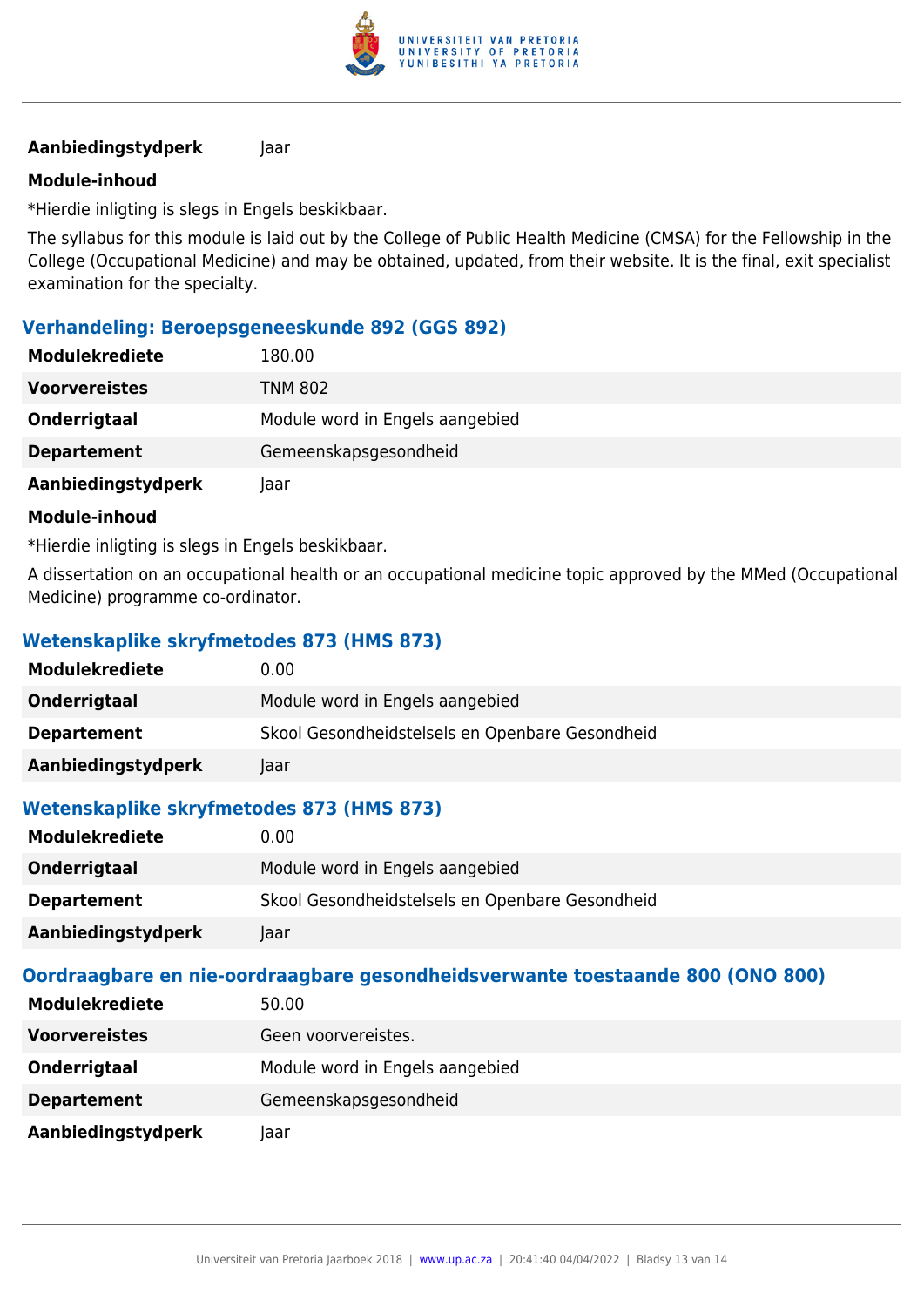| | |
|---|---|
| **Aanbiedingstydperk** | Jaar |

**Module-inhoud**

*Hierdie inligting is slegs in Engels beskikbaar.

The syllabus for this module is laid out by the College of Public Health Medicine (CMSA) for the Fellowship in the College (Occupational Medicine) and may be obtained, updated, from their website. It is the final, exit specialist examination for the specialty.

### Verhandeling: Beroepsgeneeskunde 892 (GGS 892)

| | |
|---|---|
| **Modulekrediete** | 180.00 |
| **Voorvereistes** | TNM 802 |
| **Onderrigtaal** | Module word in Engels aangebied |
| **Departement** | Gemeenskapsgesondheid |
| **Aanbiedingstydperk** | Jaar |

**Module-inhoud**

*Hierdie inligting is slegs in Engels beskikbaar.

A dissertation on an occupational health or an occupational medicine topic approved by the MMed (Occupational Medicine) programme co-ordinator.

### Wetenskaplike skryfmetodes 873 (HMS 873)

| | |
|---|---|
| **Modulekrediete** | 0.00 |
| **Onderrigtaal** | Module word in Engels aangebied |
| **Departement** | Skool Gesondheidstelsels en Openbare Gesondheid |
| **Aanbiedingstydperk** | Jaar |

### Wetenskaplike skryfmetodes 873 (HMS 873)

| | |
|---|---|
| **Modulekrediete** | 0.00 |
| **Onderrigtaal** | Module word in Engels aangebied |
| **Departement** | Skool Gesondheidstelsels en Openbare Gesondheid |
| **Aanbiedingstydperk** | Jaar |

### Oordraagbare en nie-oordraagbare gesondheidsverwante toestaande 800 (ONO 800)

| | |
|---|---|
| **Modulekrediete** | 50.00 |
| **Voorvereistes** | Geen voorvereistes. |
| **Onderrigtaal** | Module word in Engels aangebied |
| **Departement** | Gemeenskapsgesondheid |
| **Aanbiedingstydperk** | Jaar |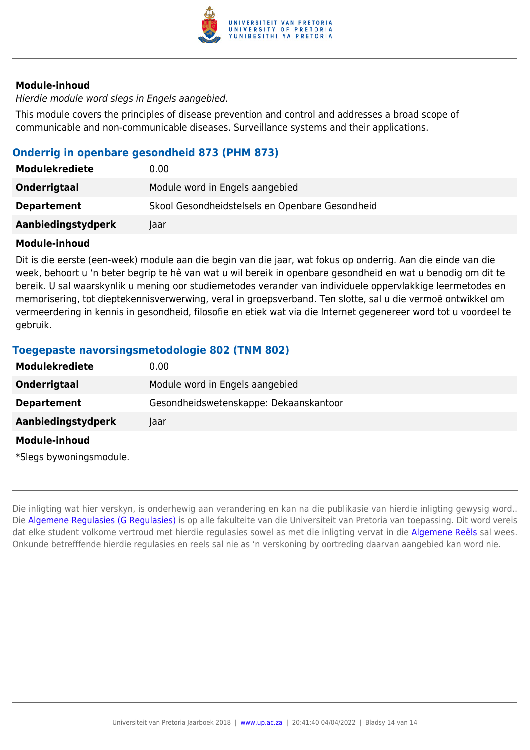**Module-inhoud**

*Hierdie module word slegs in Engels aangebied.*

This module covers the principles of disease prevention and control and addresses a broad scope of communicable and non-communicable diseases. Surveillance systems and their applications.

### Onderrig in openbare gesondheid 873 (PHM 873)

| | |
|---|---|
| **Modulekrediete** | 0.00 |
| **Onderrigtaal** | Module word in Engels aangebied |
| **Departement** | Skool Gesondheidstelsels en Openbare Gesondheid |
| **Aanbiedingstydperk** | Jaar |

**Module-inhoud**

Dit is die eerste (een-week) module aan die begin van die jaar, wat fokus op onderrig. Aan die einde van die week, behoort u 'n beter begrip te hê van wat u wil bereik in openbare gesondheid en wat u benodig om dit te bereik. U sal waarskynlik u mening oor studiemetodes verander van individuele oppervlakkige leermetodes en memorisering, tot dieptekennisverwerwing, veral in groepsverband. Ten slotte, sal u die vermoë ontwikkel om vermeerdering in kennis in gesondheid, filosofie en etiek wat via die Internet gegenereer word tot u voordeel te gebruik.

### Toegepaste navorsingsmetodologie 802 (TNM 802)

| | |
|---|---|
| **Modulekrediete** | 0.00 |
| **Onderrigtaal** | Module word in Engels aangebied |
| **Departement** | Gesondheidswetenskappe: Dekaanskantoor |
| **Aanbiedingstydperk** | Jaar |

**Module-inhoud**

*Slegs bywoningsmodule.

---

Die inligting wat hier verskyn, is onderhewig aan verandering en kan na die publikasie van hierdie inligting gewysig word.. Die Algemene Regulasies (G Regulasies) is op alle fakulteite van die Universiteit van Pretoria van toepassing. Dit word vereis dat elke student volkome vertroud met hierdie regulasies sowel as met die inligting vervat in die Algemene Reëls sal wees. Onkunde betrefffende hierdie regulasies en reels sal nie as 'n verskoning by oortreding daarvan aangebied kan word nie.